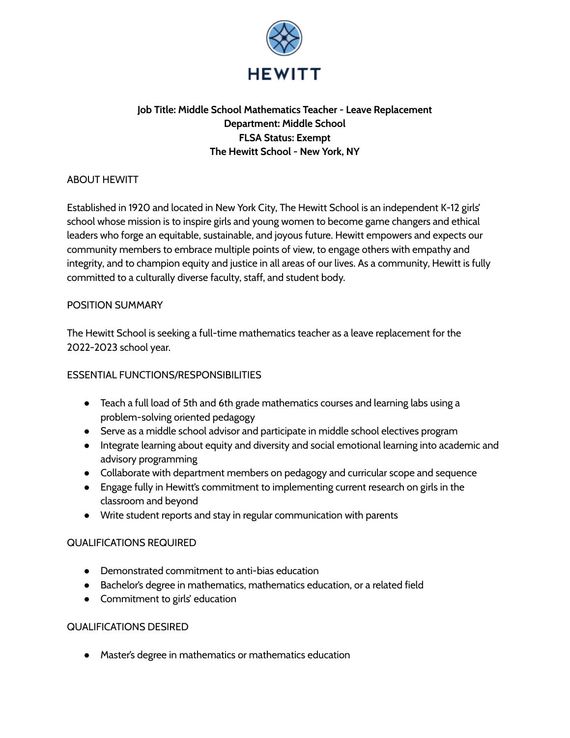HEWITT

**Job Title: Middle School Mathematics Teacher - Leave Replacement**
**Department: Middle School**
**FLSA Status: Exempt**
**The Hewitt School - New York, NY**

## ABOUT HEWITT

Established in 1920 and located in New York City, The Hewitt School is an independent K-12 girls' school whose mission is to inspire girls and young women to become game changers and ethical leaders who forge an equitable, sustainable, and joyous future. Hewitt empowers and expects our community members to embrace multiple points of view, to engage others with empathy and integrity, and to champion equity and justice in all areas of our lives. As a community, Hewitt is fully committed to a culturally diverse faculty, staff, and student body.

## POSITION SUMMARY

The Hewitt School is seeking a full-time mathematics teacher as a leave replacement for the 2022-2023 school year.

## ESSENTIAL FUNCTIONS/RESPONSIBILITIES

- Teach a full load of 5th and 6th grade mathematics courses and learning labs using a problem-solving oriented pedagogy
- Serve as a middle school advisor and participate in middle school electives program
- Integrate learning about equity and diversity and social emotional learning into academic and advisory programming
- Collaborate with department members on pedagogy and curricular scope and sequence
- Engage fully in Hewitt's commitment to implementing current research on girls in the classroom and beyond
- Write student reports and stay in regular communication with parents

## QUALIFICATIONS REQUIRED

- Demonstrated commitment to anti-bias education
- Bachelor's degree in mathematics, mathematics education, or a related field
- Commitment to girls' education

## QUALIFICATIONS DESIRED

- Master's degree in mathematics or mathematics education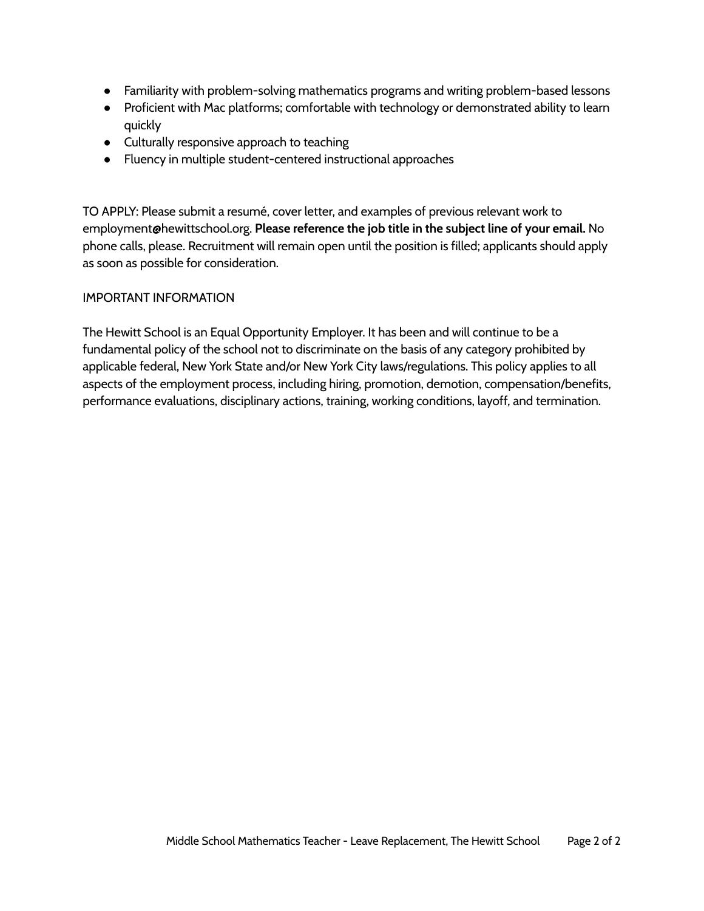- Familiarity with problem-solving mathematics programs and writing problem-based lessons
- Proficient with Mac platforms; comfortable with technology or demonstrated ability to learn quickly
- Culturally responsive approach to teaching
- Fluency in multiple student-centered instructional approaches

TO APPLY: Please submit a resumé, cover letter, and examples of previous relevant work to employment@hewittschool.org. **Please reference the job title in the subject line of your email.** No phone calls, please. Recruitment will remain open until the position is filled; applicants should apply as soon as possible for consideration.

IMPORTANT INFORMATION

The Hewitt School is an Equal Opportunity Employer. It has been and will continue to be a fundamental policy of the school not to discriminate on the basis of any category prohibited by applicable federal, New York State and/or New York City laws/regulations. This policy applies to all aspects of the employment process, including hiring, promotion, demotion, compensation/benefits, performance evaluations, disciplinary actions, training, working conditions, layoff, and termination.